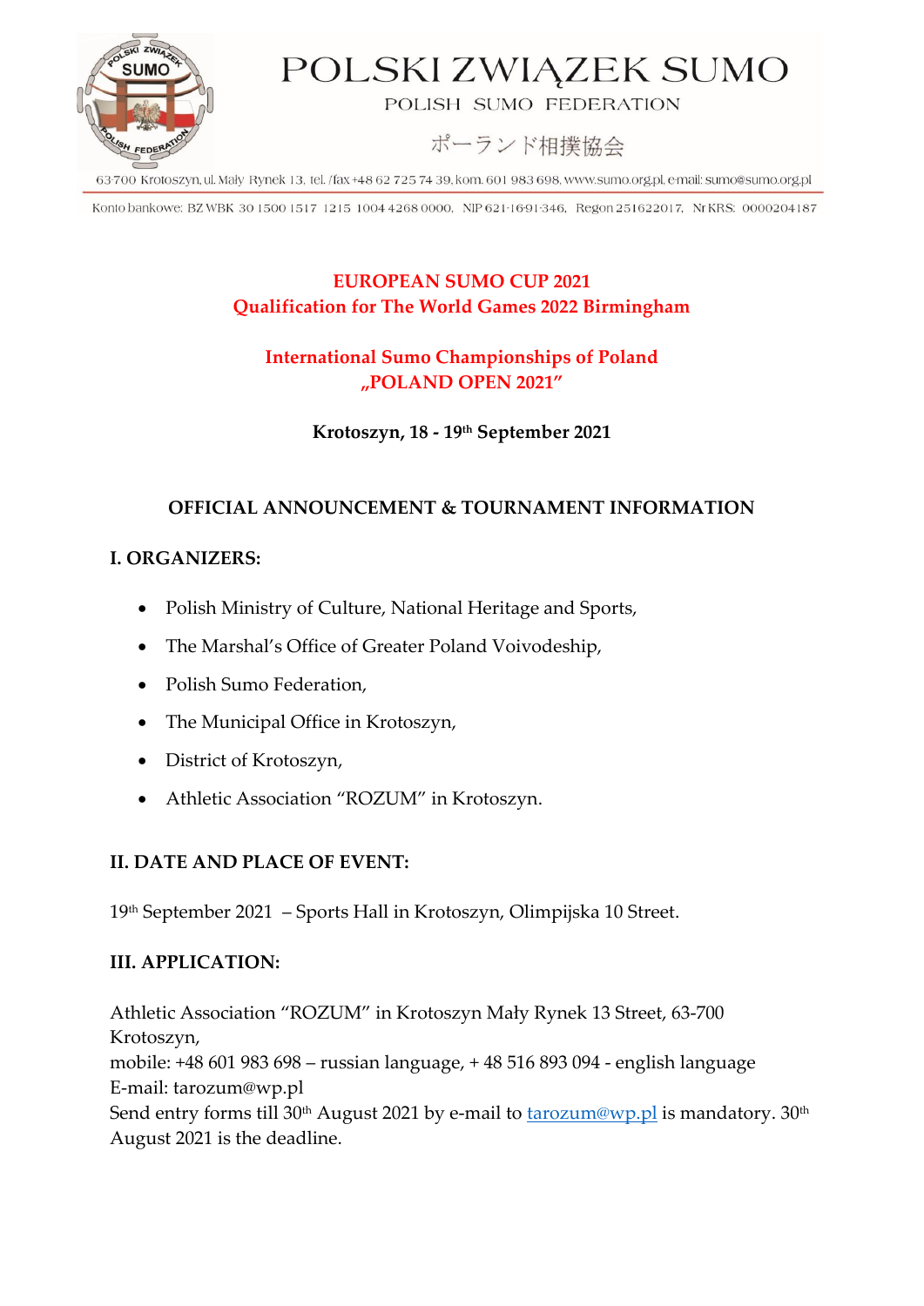# POLSKI ZWIĄZEK SUMO

POLISH SUMO FEDERATION

ポーランド相撲協会

63-700 Krotoszyn, ul. Mały Rynek 13, tel. /fax +48 62 725 74 39, kom. 601 983 698, www.sumo.org.pl, e-mail: sumo@sumo.org.pl

Konto bankowe: BZ WBK 30 1500 1517 1215 1004 4268 0000, NIP 621-16-91-346, Regon 251622017, Nr KRS: 0000204187

**EUROPEAN SUMO CUP 2021**
**Qualification for The World Games 2022 Birmingham**

**International Sumo Championships of Poland**
**„POLAND OPEN 2021"**

**Krotoszyn, 18 - 19th September 2021**

## OFFICIAL ANNOUNCEMENT & TOURNAMENT INFORMATION

### I. ORGANIZERS:

- Polish Ministry of Culture, National Heritage and Sports,
- The Marshal's Office of Greater Poland Voivodeship,
- Polish Sumo Federation,
- The Municipal Office in Krotoszyn,
- District of Krotoszyn,
- Athletic Association "ROZUM" in Krotoszyn.

### II. DATE AND PLACE OF EVENT:

19th September 2021 – Sports Hall in Krotoszyn, Olimpijska 10 Street.

### III. APPLICATION:

Athletic Association "ROZUM" in Krotoszyn Mały Rynek 13 Street, 63-700 Krotoszyn,
mobile: +48 601 983 698 – russian language, + 48 516 893 094 - english language
E-mail: tarozum@wp.pl
Send entry forms till 30th August 2021 by e-mail to tarozum@wp.pl is mandatory. 30th August 2021 is the deadline.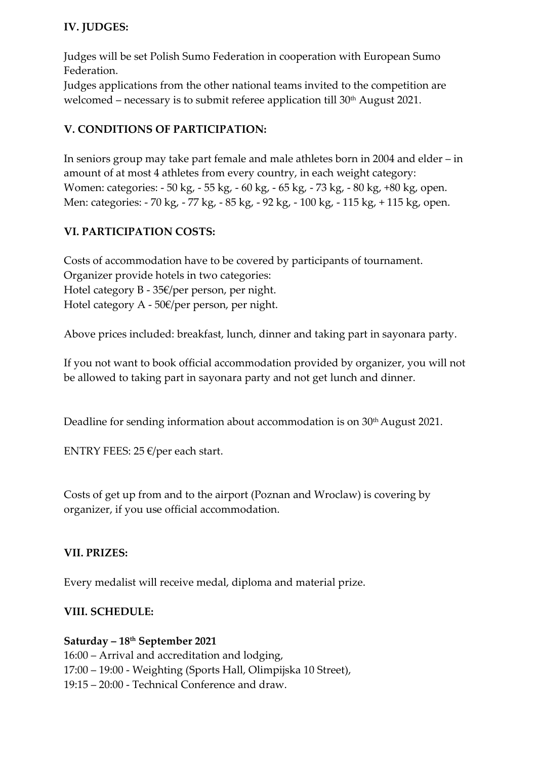## IV. JUDGES:

Judges will be set Polish Sumo Federation in cooperation with European Sumo Federation.
Judges applications from the other national teams invited to the competition are welcomed – necessary is to submit referee application till 30th August 2021.

## V. CONDITIONS OF PARTICIPATION:

In seniors group may take part female and male athletes born in 2004 and elder – in amount of at most 4 athletes from every country, in each weight category:
Women: categories: - 50 kg, - 55 kg, - 60 kg, - 65 kg, - 73 kg, - 80 kg, +80 kg, open.
Men: categories: - 70 kg, - 77 kg, - 85 kg, - 92 kg, - 100 kg, - 115 kg, + 115 kg, open.

## VI. PARTICIPATION COSTS:

Costs of accommodation have to be covered by participants of tournament.
Organizer provide hotels in two categories:
Hotel category B - 35€/per person, per night.
Hotel category A - 50€/per person, per night.

Above prices included: breakfast, lunch, dinner and taking part in sayonara party.

If you not want to book official accommodation provided by organizer, you will not be allowed to taking part in sayonara party and not get lunch and dinner.

Deadline for sending information about accommodation is on 30th August 2021.

ENTRY FEES: 25 €/per each start.

Costs of get up from and to the airport (Poznan and Wroclaw) is covering by organizer, if you use official accommodation.

## VII. PRIZES:

Every medalist will receive medal, diploma and material prize.

## VIII. SCHEDULE:

**Saturday – 18th September 2021**
16:00 – Arrival and accreditation and lodging,
17:00 – 19:00 - Weighting (Sports Hall, Olimpijska 10 Street),
19:15 – 20:00 - Technical Conference and draw.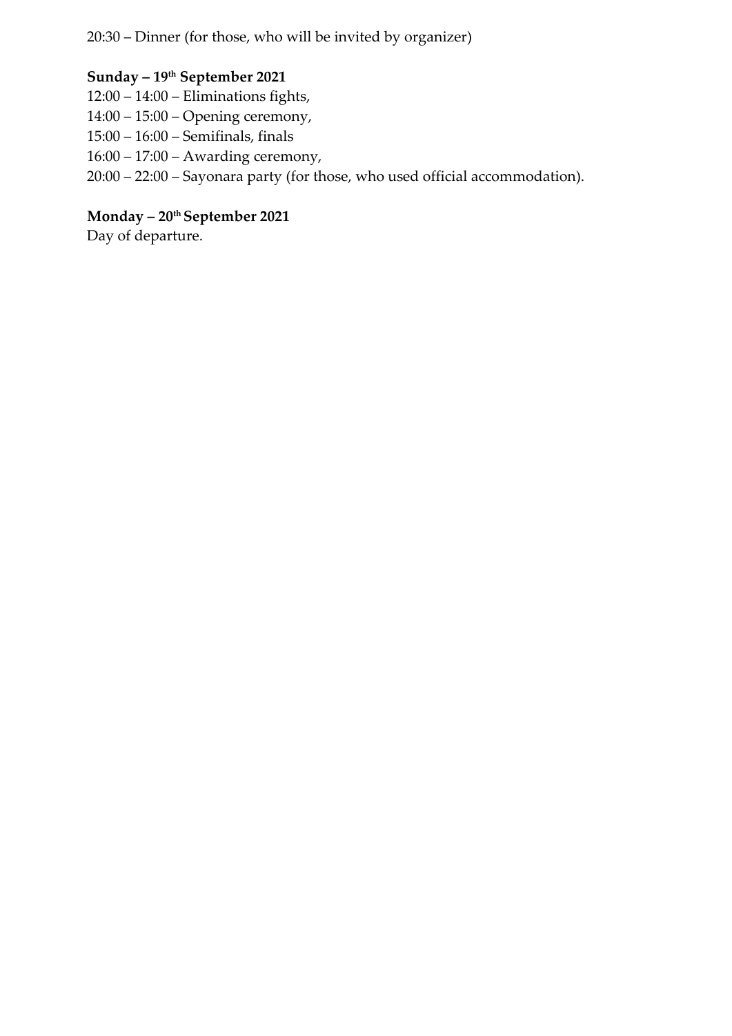20:30 – Dinner (for those, who will be invited by organizer)

**Sunday – 19th September 2021**

12:00 – 14:00 – Eliminations fights,
14:00 – 15:00 – Opening ceremony,
15:00 – 16:00 – Semifinals, finals
16:00 – 17:00 – Awarding ceremony,
20:00 – 22:00 – Sayonara party (for those, who used official accommodation).

**Monday – 20th September 2021**

Day of departure.